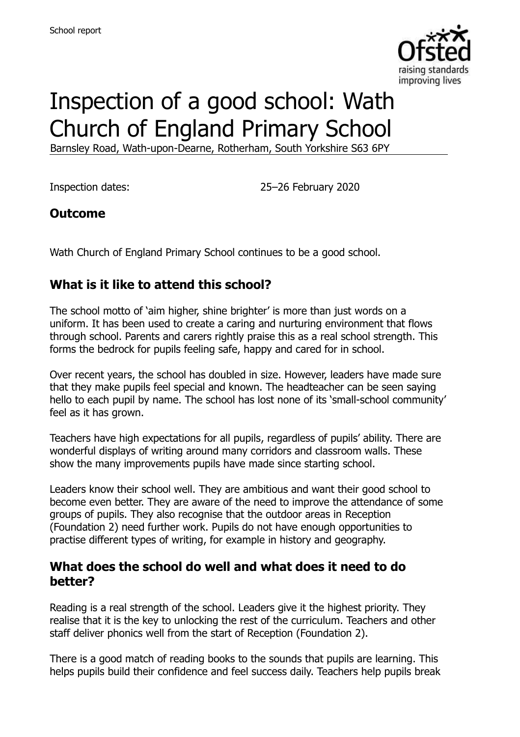# Inspection of a good school: Wath Church of England Primary School

Barnsley Road, Wath-upon-Dearne, Rotherham, South Yorkshire S63 6PY

Inspection dates: 25–26 February 2020

## Outcome

Wath Church of England Primary School continues to be a good school.

## What is it like to attend this school?

The school motto of 'aim higher, shine brighter' is more than just words on a uniform. It has been used to create a caring and nurturing environment that flows through school. Parents and carers rightly praise this as a real school strength. This forms the bedrock for pupils feeling safe, happy and cared for in school.

Over recent years, the school has doubled in size. However, leaders have made sure that they make pupils feel special and known. The headteacher can be seen saying hello to each pupil by name. The school has lost none of its 'small-school community' feel as it has grown.

Teachers have high expectations for all pupils, regardless of pupils' ability. There are wonderful displays of writing around many corridors and classroom walls. These show the many improvements pupils have made since starting school.

Leaders know their school well. They are ambitious and want their good school to become even better. They are aware of the need to improve the attendance of some groups of pupils. They also recognise that the outdoor areas in Reception (Foundation 2) need further work. Pupils do not have enough opportunities to practise different types of writing, for example in history and geography.

## What does the school do well and what does it need to do better?

Reading is a real strength of the school. Leaders give it the highest priority. They realise that it is the key to unlocking the rest of the curriculum. Teachers and other staff deliver phonics well from the start of Reception (Foundation 2).

There is a good match of reading books to the sounds that pupils are learning. This helps pupils build their confidence and feel success daily. Teachers help pupils break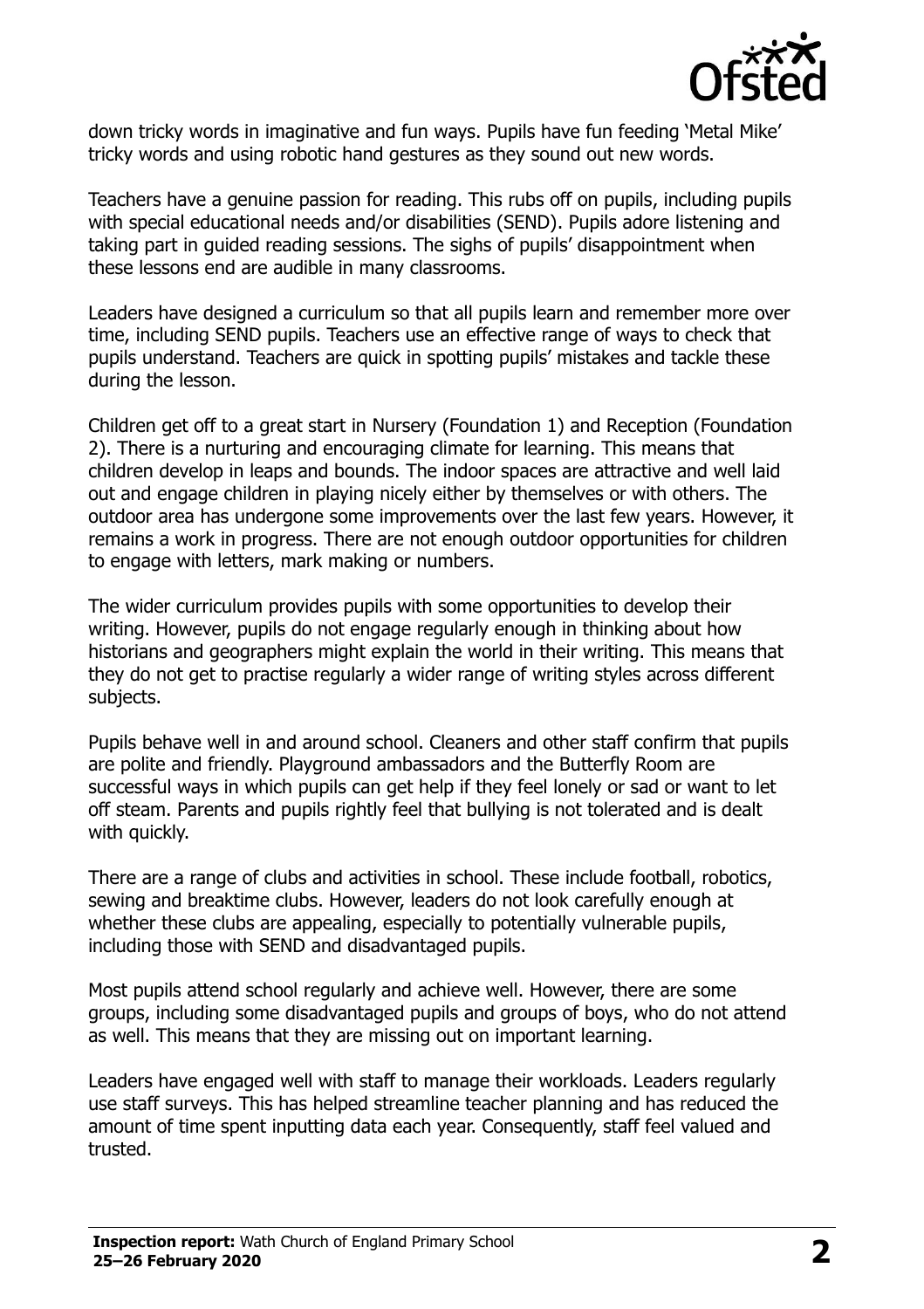down tricky words in imaginative and fun ways. Pupils have fun feeding 'Metal Mike' tricky words and using robotic hand gestures as they sound out new words.

Teachers have a genuine passion for reading. This rubs off on pupils, including pupils with special educational needs and/or disabilities (SEND). Pupils adore listening and taking part in guided reading sessions. The sighs of pupils' disappointment when these lessons end are audible in many classrooms.

Leaders have designed a curriculum so that all pupils learn and remember more over time, including SEND pupils. Teachers use an effective range of ways to check that pupils understand. Teachers are quick in spotting pupils' mistakes and tackle these during the lesson.

Children get off to a great start in Nursery (Foundation 1) and Reception (Foundation 2). There is a nurturing and encouraging climate for learning. This means that children develop in leaps and bounds. The indoor spaces are attractive and well laid out and engage children in playing nicely either by themselves or with others. The outdoor area has undergone some improvements over the last few years. However, it remains a work in progress. There are not enough outdoor opportunities for children to engage with letters, mark making or numbers.

The wider curriculum provides pupils with some opportunities to develop their writing. However, pupils do not engage regularly enough in thinking about how historians and geographers might explain the world in their writing. This means that they do not get to practise regularly a wider range of writing styles across different subjects.

Pupils behave well in and around school. Cleaners and other staff confirm that pupils are polite and friendly. Playground ambassadors and the Butterfly Room are successful ways in which pupils can get help if they feel lonely or sad or want to let off steam. Parents and pupils rightly feel that bullying is not tolerated and is dealt with quickly.

There are a range of clubs and activities in school. These include football, robotics, sewing and breaktime clubs. However, leaders do not look carefully enough at whether these clubs are appealing, especially to potentially vulnerable pupils, including those with SEND and disadvantaged pupils.

Most pupils attend school regularly and achieve well. However, there are some groups, including some disadvantaged pupils and groups of boys, who do not attend as well. This means that they are missing out on important learning.

Leaders have engaged well with staff to manage their workloads. Leaders regularly use staff surveys. This has helped streamline teacher planning and has reduced the amount of time spent inputting data each year. Consequently, staff feel valued and trusted.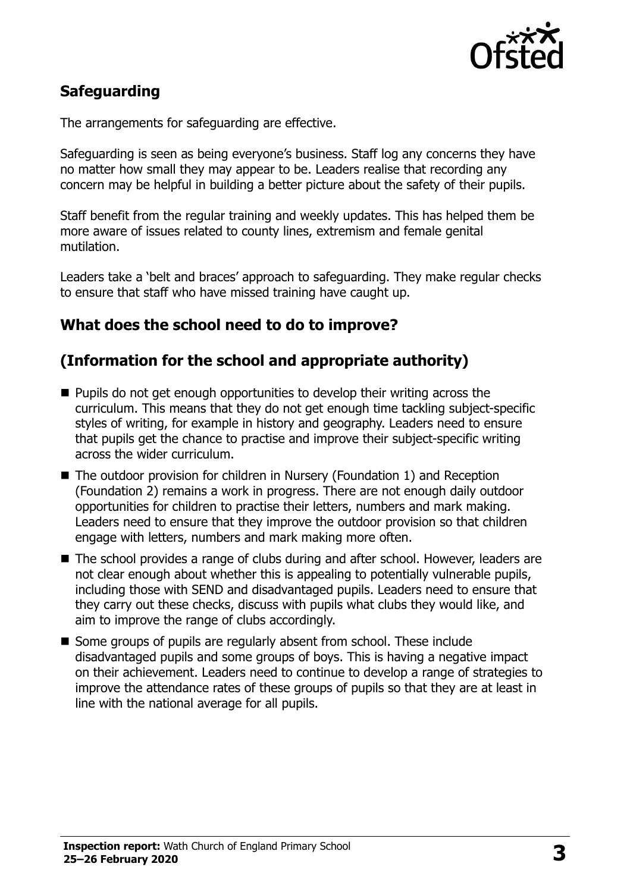## Safeguarding

The arrangements for safeguarding are effective.

Safeguarding is seen as being everyone's business. Staff log any concerns they have no matter how small they may appear to be. Leaders realise that recording any concern may be helpful in building a better picture about the safety of their pupils.

Staff benefit from the regular training and weekly updates. This has helped them be more aware of issues related to county lines, extremism and female genital mutilation.

Leaders take a 'belt and braces' approach to safeguarding. They make regular checks to ensure that staff who have missed training have caught up.

## What does the school need to do to improve?

## (Information for the school and appropriate authority)

- Pupils do not get enough opportunities to develop their writing across the curriculum. This means that they do not get enough time tackling subject-specific styles of writing, for example in history and geography. Leaders need to ensure that pupils get the chance to practise and improve their subject-specific writing across the wider curriculum.
- The outdoor provision for children in Nursery (Foundation 1) and Reception (Foundation 2) remains a work in progress. There are not enough daily outdoor opportunities for children to practise their letters, numbers and mark making. Leaders need to ensure that they improve the outdoor provision so that children engage with letters, numbers and mark making more often.
- The school provides a range of clubs during and after school. However, leaders are not clear enough about whether this is appealing to potentially vulnerable pupils, including those with SEND and disadvantaged pupils. Leaders need to ensure that they carry out these checks, discuss with pupils what clubs they would like, and aim to improve the range of clubs accordingly.
- Some groups of pupils are regularly absent from school. These include disadvantaged pupils and some groups of boys. This is having a negative impact on their achievement. Leaders need to continue to develop a range of strategies to improve the attendance rates of these groups of pupils so that they are at least in line with the national average for all pupils.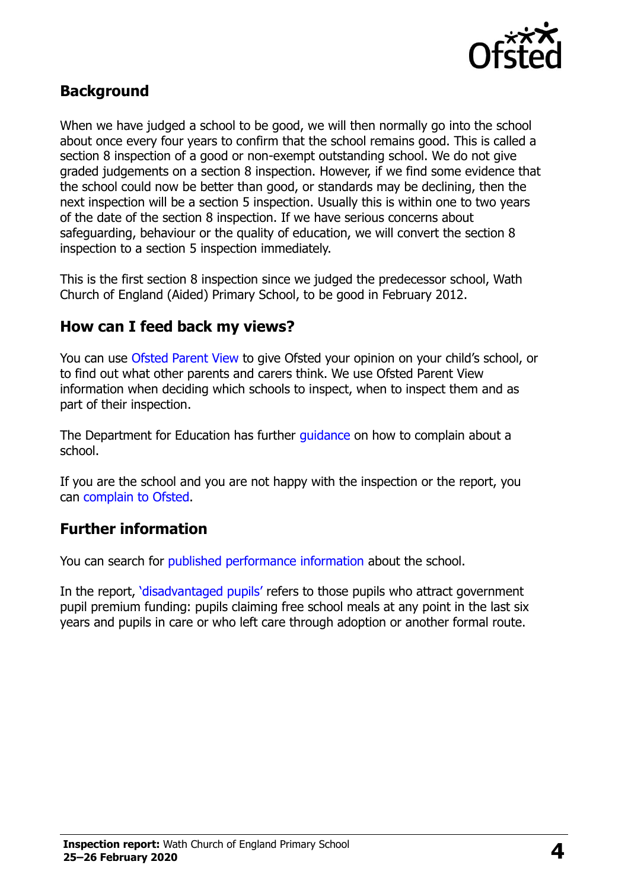## Background

When we have judged a school to be good, we will then normally go into the school about once every four years to confirm that the school remains good. This is called a section 8 inspection of a good or non-exempt outstanding school. We do not give graded judgements on a section 8 inspection. However, if we find some evidence that the school could now be better than good, or standards may be declining, then the next inspection will be a section 5 inspection. Usually this is within one to two years of the date of the section 8 inspection. If we have serious concerns about safeguarding, behaviour or the quality of education, we will convert the section 8 inspection to a section 5 inspection immediately.

This is the first section 8 inspection since we judged the predecessor school, Wath Church of England (Aided) Primary School, to be good in February 2012.

## How can I feed back my views?

You can use Ofsted Parent View to give Ofsted your opinion on your child's school, or to find out what other parents and carers think. We use Ofsted Parent View information when deciding which schools to inspect, when to inspect them and as part of their inspection.

The Department for Education has further guidance on how to complain about a school.

If you are the school and you are not happy with the inspection or the report, you can complain to Ofsted.

## Further information

You can search for published performance information about the school.

In the report, 'disadvantaged pupils' refers to those pupils who attract government pupil premium funding: pupils claiming free school meals at any point in the last six years and pupils in care or who left care through adoption or another formal route.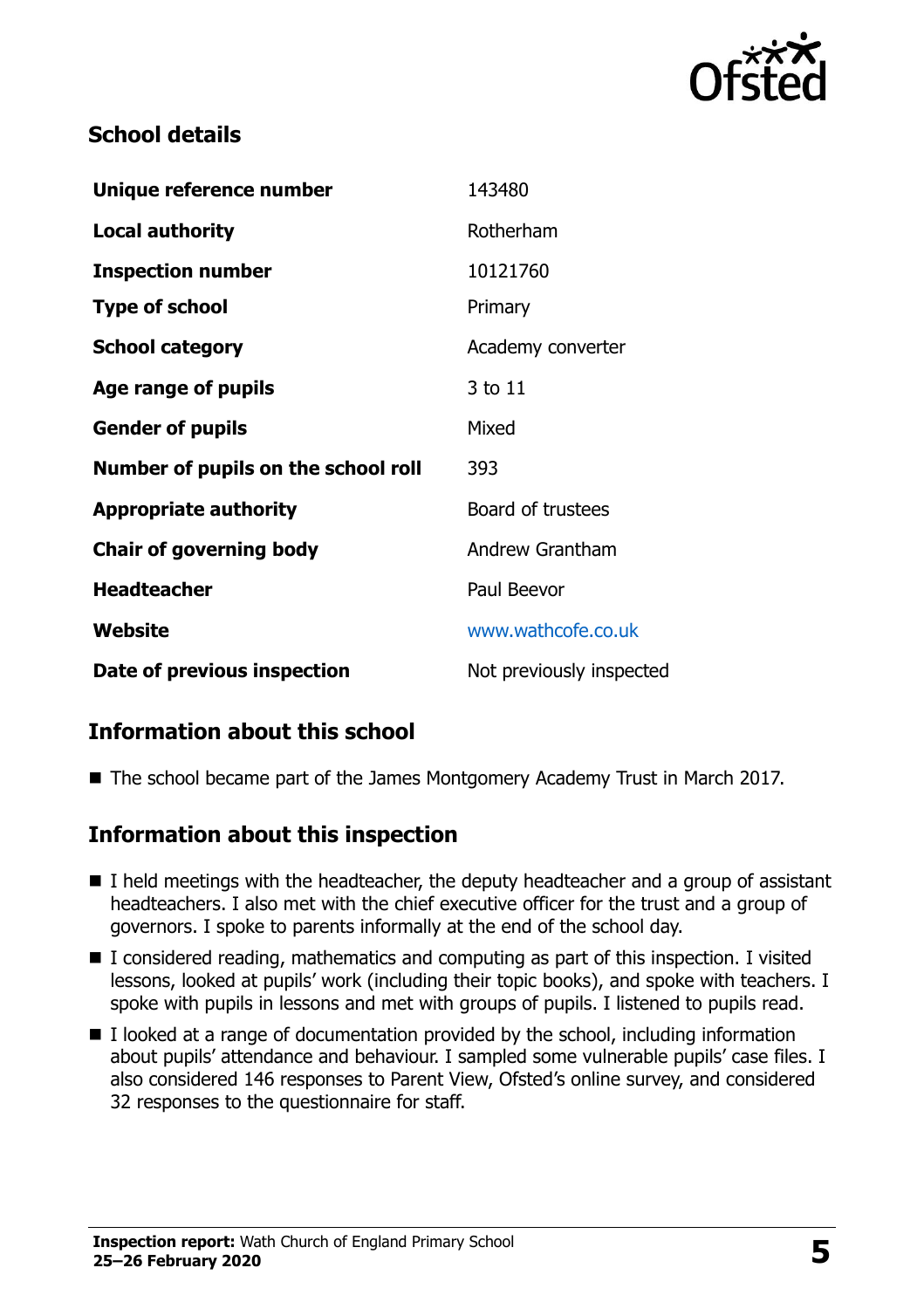## School details

| | |
|---|---|
| **Unique reference number** | 143480 |
| **Local authority** | Rotherham |
| **Inspection number** | 10121760 |
| **Type of school** | Primary |
| **School category** | Academy converter |
| **Age range of pupils** | 3 to 11 |
| **Gender of pupils** | Mixed |
| **Number of pupils on the school roll** | 393 |
| **Appropriate authority** | Board of trustees |
| **Chair of governing body** | Andrew Grantham |
| **Headteacher** | Paul Beevor |
| **Website** | www.wathcofe.co.uk |
| **Date of previous inspection** | Not previously inspected |

## Information about this school

- The school became part of the James Montgomery Academy Trust in March 2017.

## Information about this inspection

- I held meetings with the headteacher, the deputy headteacher and a group of assistant headteachers. I also met with the chief executive officer for the trust and a group of governors. I spoke to parents informally at the end of the school day.
- I considered reading, mathematics and computing as part of this inspection. I visited lessons, looked at pupils' work (including their topic books), and spoke with teachers. I spoke with pupils in lessons and met with groups of pupils. I listened to pupils read.
- I looked at a range of documentation provided by the school, including information about pupils' attendance and behaviour. I sampled some vulnerable pupils' case files. I also considered 146 responses to Parent View, Ofsted's online survey, and considered 32 responses to the questionnaire for staff.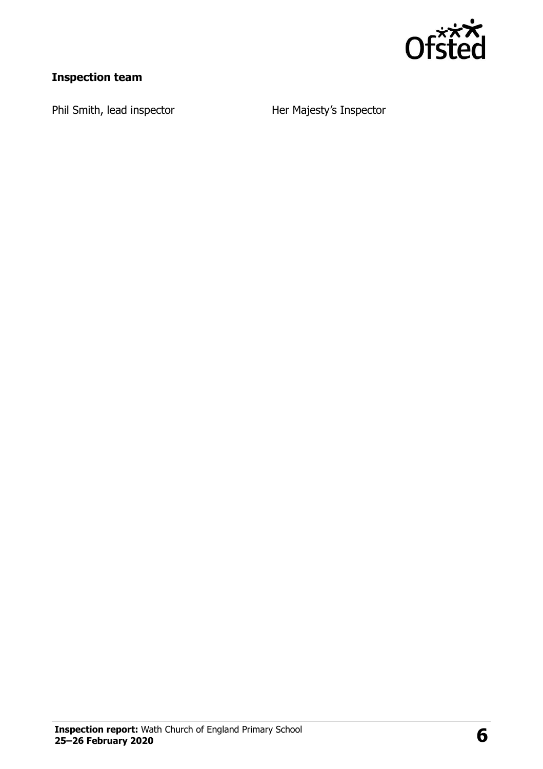### Inspection team

| | |
|---|---|
| Phil Smith, lead inspector | Her Majesty's Inspector |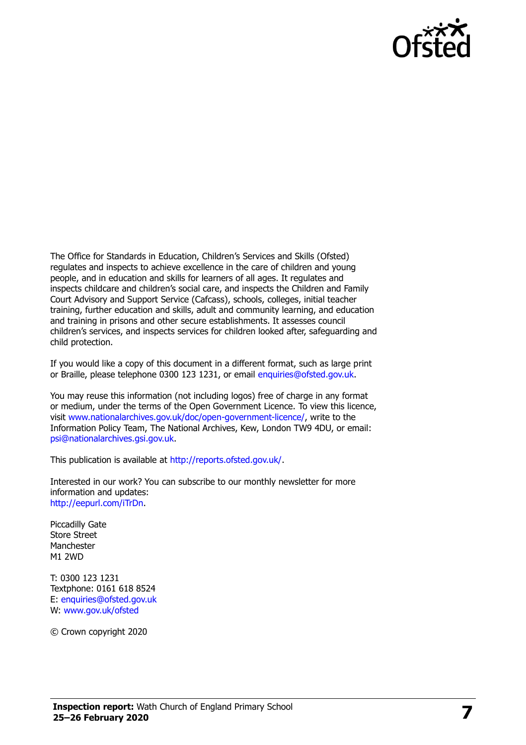The Office for Standards in Education, Children's Services and Skills (Ofsted) regulates and inspects to achieve excellence in the care of children and young people, and in education and skills for learners of all ages. It regulates and inspects childcare and children's social care, and inspects the Children and Family Court Advisory and Support Service (Cafcass), schools, colleges, initial teacher training, further education and skills, adult and community learning, and education and training in prisons and other secure establishments. It assesses council children's services, and inspects services for children looked after, safeguarding and child protection.

If you would like a copy of this document in a different format, such as large print or Braille, please telephone 0300 123 1231, or email enquiries@ofsted.gov.uk.

You may reuse this information (not including logos) free of charge in any format or medium, under the terms of the Open Government Licence. To view this licence, visit www.nationalarchives.gov.uk/doc/open-government-licence/, write to the Information Policy Team, The National Archives, Kew, London TW9 4DU, or email: psi@nationalarchives.gsi.gov.uk.

This publication is available at http://reports.ofsted.gov.uk/.

Interested in our work? You can subscribe to our monthly newsletter for more information and updates:
http://eepurl.com/iTrDn.

Piccadilly Gate
Store Street
Manchester
M1 2WD

T: 0300 123 1231
Textphone: 0161 618 8524
E: enquiries@ofsted.gov.uk
W: www.gov.uk/ofsted

© Crown copyright 2020